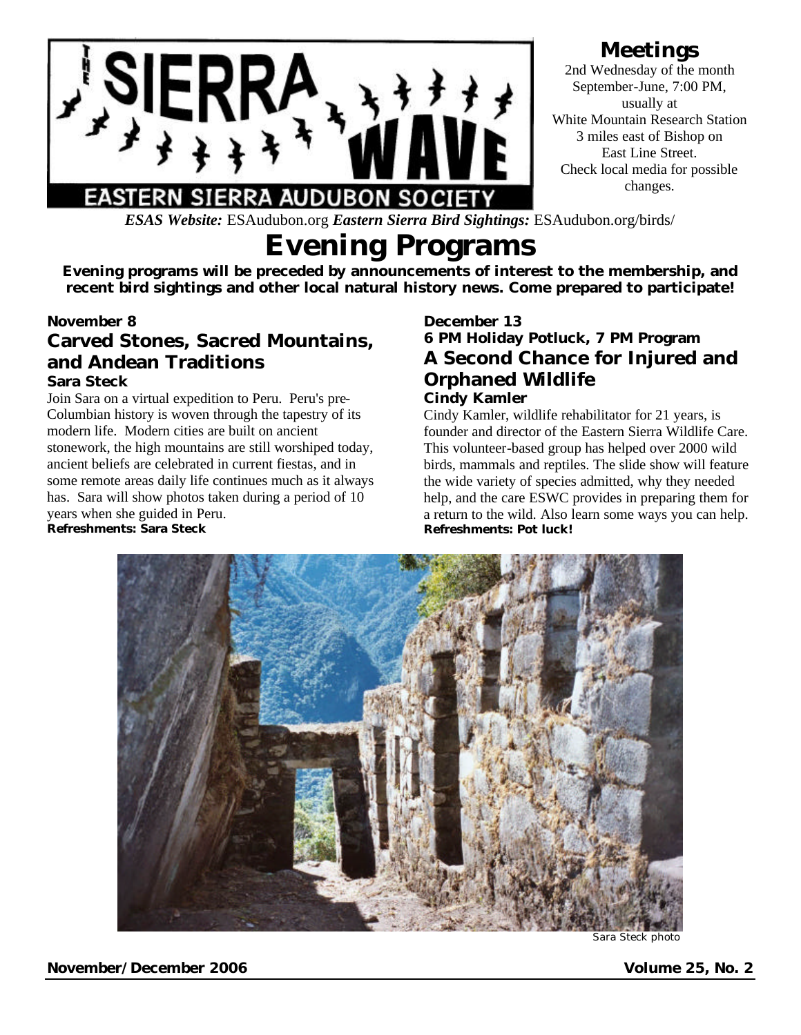# The Sierra Wave

## Eastern Sierra Audubon Society

### Meetings

2nd Wednesday of the month
September-June, 7:00 PM,
usually at
White Mountain Research Station
3 miles east of Bishop on
East Line Street.
Check local media for possible changes.

***ESAS Website:*** ESAudubon.org ***Eastern Sierra Bird Sightings:*** ESAudubon.org/birds/

# Evening Programs

**Evening programs will be preceded by announcements of interest to the membership, and recent bird sightings and other local natural history news. Come prepared to participate!**

**November 8**

## Carved Stones, Sacred Mountains, and Andean Traditions

**Sara Steck**

Join Sara on a virtual expedition to Peru. Peru's pre-Columbian history is woven through the tapestry of its modern life. Modern cities are built on ancient stonework, the high mountains are still worshiped today, ancient beliefs are celebrated in current fiestas, and in some remote areas daily life continues much as it always has. Sara will show photos taken during a period of 10 years when she guided in Peru.

**Refreshments: Sara Steck**

**December 13**

**6 PM Holiday Potluck, 7 PM Program**

## A Second Chance for Injured and Orphaned Wildlife

**Cindy Kamler**

Cindy Kamler, wildlife rehabilitator for 21 years, is founder and director of the Eastern Sierra Wildlife Care. This volunteer-based group has helped over 2000 wild birds, mammals and reptiles. The slide show will feature the wide variety of species admitted, why they needed help, and the care ESWC provides in preparing them for a return to the wild. Also learn some ways you can help.

**Refreshments: Pot luck!**

Sara Steck photo

**November/December 2006** **Volume 25, No. 2**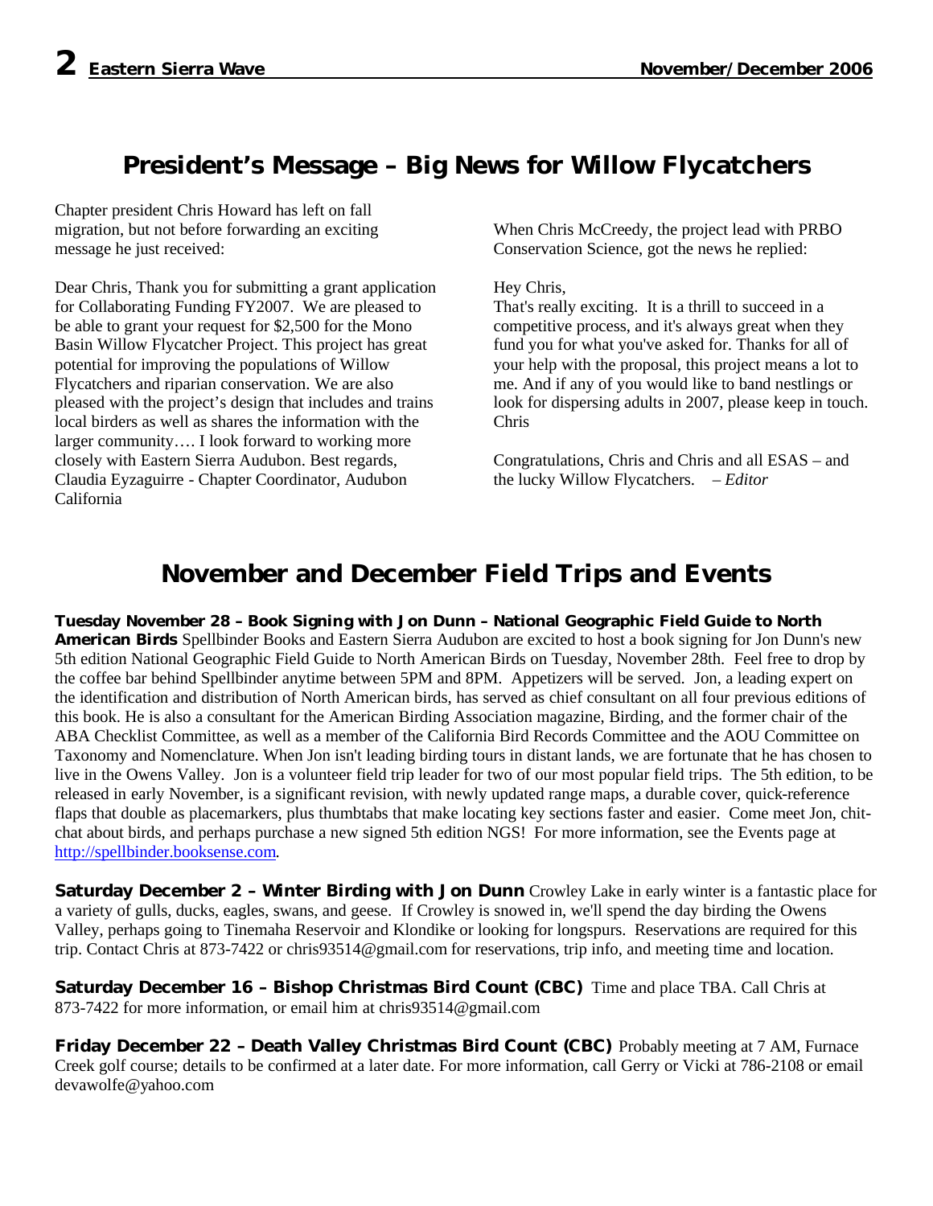## President's Message – Big News for Willow Flycatchers

Chapter president Chris Howard has left on fall migration, but not before forwarding an exciting message he just received:

Dear Chris, Thank you for submitting a grant application for Collaborating Funding FY2007. We are pleased to be able to grant your request for $2,500 for the Mono Basin Willow Flycatcher Project. This project has great potential for improving the populations of Willow Flycatchers and riparian conservation. We are also pleased with the project's design that includes and trains local birders as well as shares the information with the larger community…. I look forward to working more closely with Eastern Sierra Audubon. Best regards, Claudia Eyzaguirre - Chapter Coordinator, Audubon California

When Chris McCreedy, the project lead with PRBO Conservation Science, got the news he replied:

Hey Chris,
That's really exciting. It is a thrill to succeed in a competitive process, and it's always great when they fund you for what you've asked for. Thanks for all of your help with the proposal, this project means a lot to me. And if any of you would like to band nestlings or look for dispersing adults in 2007, please keep in touch.
Chris

Congratulations, Chris and Chris and all ESAS – and the lucky Willow Flycatchers. – *Editor*

## November and December Field Trips and Events

**Tuesday November 28 – Book Signing with Jon Dunn – National Geographic Field Guide to North American Birds** Spellbinder Books and Eastern Sierra Audubon are excited to host a book signing for Jon Dunn's new 5th edition National Geographic Field Guide to North American Birds on Tuesday, November 28th. Feel free to drop by the coffee bar behind Spellbinder anytime between 5PM and 8PM. Appetizers will be served. Jon, a leading expert on the identification and distribution of North American birds, has served as chief consultant on all four previous editions of this book. He is also a consultant for the American Birding Association magazine, Birding, and the former chair of the ABA Checklist Committee, as well as a member of the California Bird Records Committee and the AOU Committee on Taxonomy and Nomenclature. When Jon isn't leading birding tours in distant lands, we are fortunate that he has chosen to live in the Owens Valley. Jon is a volunteer field trip leader for two of our most popular field trips. The 5th edition, to be released in early November, is a significant revision, with newly updated range maps, a durable cover, quick-reference flaps that double as placemarkers, plus thumbtabs that make locating key sections faster and easier. Come meet Jon, chit-chat about birds, and perhaps purchase a new signed 5th edition NGS! For more information, see the Events page at http://spellbinder.booksense.com.

**Saturday December 2 – Winter Birding with Jon Dunn** Crowley Lake in early winter is a fantastic place for a variety of gulls, ducks, eagles, swans, and geese. If Crowley is snowed in, we'll spend the day birding the Owens Valley, perhaps going to Tinemaha Reservoir and Klondike or looking for longspurs. Reservations are required for this trip. Contact Chris at 873-7422 or chris93514@gmail.com for reservations, trip info, and meeting time and location.

**Saturday December 16 – Bishop Christmas Bird Count (CBC)** Time and place TBA. Call Chris at 873-7422 for more information, or email him at chris93514@gmail.com

**Friday December 22 – Death Valley Christmas Bird Count (CBC)** Probably meeting at 7 AM, Furnace Creek golf course; details to be confirmed at a later date. For more information, call Gerry or Vicki at 786-2108 or email devawolfe@yahoo.com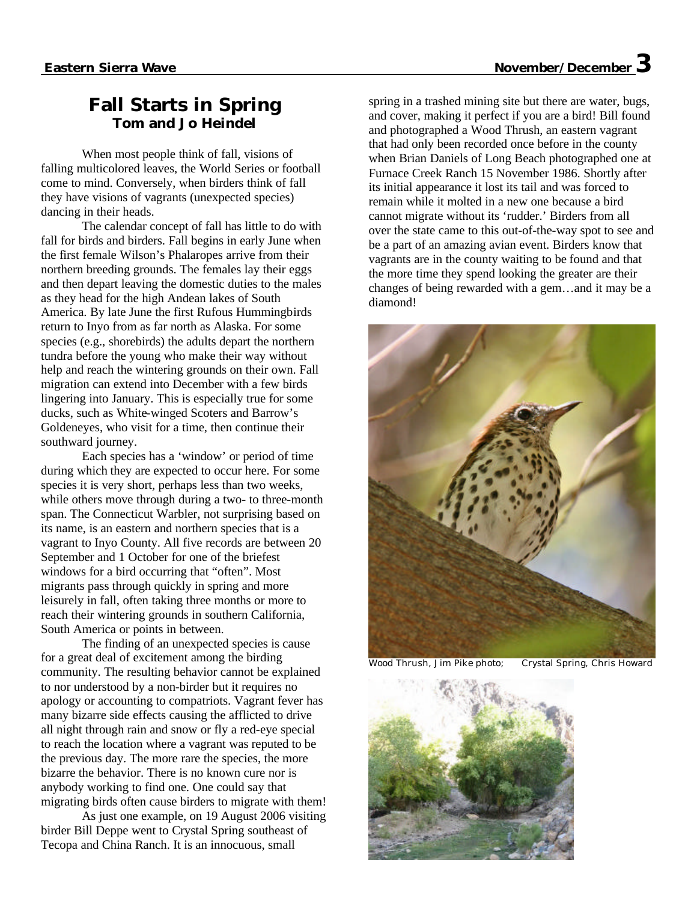# Fall Starts in Spring

**Tom and Jo Heindel**

When most people think of fall, visions of falling multicolored leaves, the World Series or football come to mind. Conversely, when birders think of fall they have visions of vagrants (unexpected species) dancing in their heads.

The calendar concept of fall has little to do with fall for birds and birders. Fall begins in early June when the first female Wilson's Phalaropes arrive from their northern breeding grounds. The females lay their eggs and then depart leaving the domestic duties to the males as they head for the high Andean lakes of South America. By late June the first Rufous Hummingbirds return to Inyo from as far north as Alaska. For some species (e.g., shorebirds) the adults depart the northern tundra before the young who make their way without help and reach the wintering grounds on their own. Fall migration can extend into December with a few birds lingering into January. This is especially true for some ducks, such as White-winged Scoters and Barrow's Goldeneyes, who visit for a time, then continue their southward journey.

Each species has a 'window' or period of time during which they are expected to occur here. For some species it is very short, perhaps less than two weeks, while others move through during a two- to three-month span. The Connecticut Warbler, not surprising based on its name, is an eastern and northern species that is a vagrant to Inyo County. All five records are between 20 September and 1 October for one of the briefest windows for a bird occurring that "often". Most migrants pass through quickly in spring and more leisurely in fall, often taking three months or more to reach their wintering grounds in southern California, South America or points in between.

The finding of an unexpected species is cause for a great deal of excitement among the birding community. The resulting behavior cannot be explained to nor understood by a non-birder but it requires no apology or accounting to compatriots. Vagrant fever has many bizarre side effects causing the afflicted to drive all night through rain and snow or fly a red-eye special to reach the location where a vagrant was reputed to be the previous day. The more rare the species, the more bizarre the behavior. There is no known cure nor is anybody working to find one. One could say that migrating birds often cause birders to migrate with them!

As just one example, on 19 August 2006 visiting birder Bill Deppe went to Crystal Spring southeast of Tecopa and China Ranch. It is an innocuous, small spring in a trashed mining site but there are water, bugs, and cover, making it perfect if you are a bird! Bill found and photographed a Wood Thrush, an eastern vagrant that had only been recorded once before in the county when Brian Daniels of Long Beach photographed one at Furnace Creek Ranch 15 November 1986. Shortly after its initial appearance it lost its tail and was forced to remain while it molted in a new one because a bird cannot migrate without its 'rudder.' Birders from all over the state came to this out-of-the-way spot to see and be a part of an amazing avian event. Birders know that vagrants are in the county waiting to be found and that the more time they spend looking the greater are their changes of being rewarded with a gem…and it may be a diamond!

Wood Thrush, Jim Pike photo; Crystal Spring, Chris Howard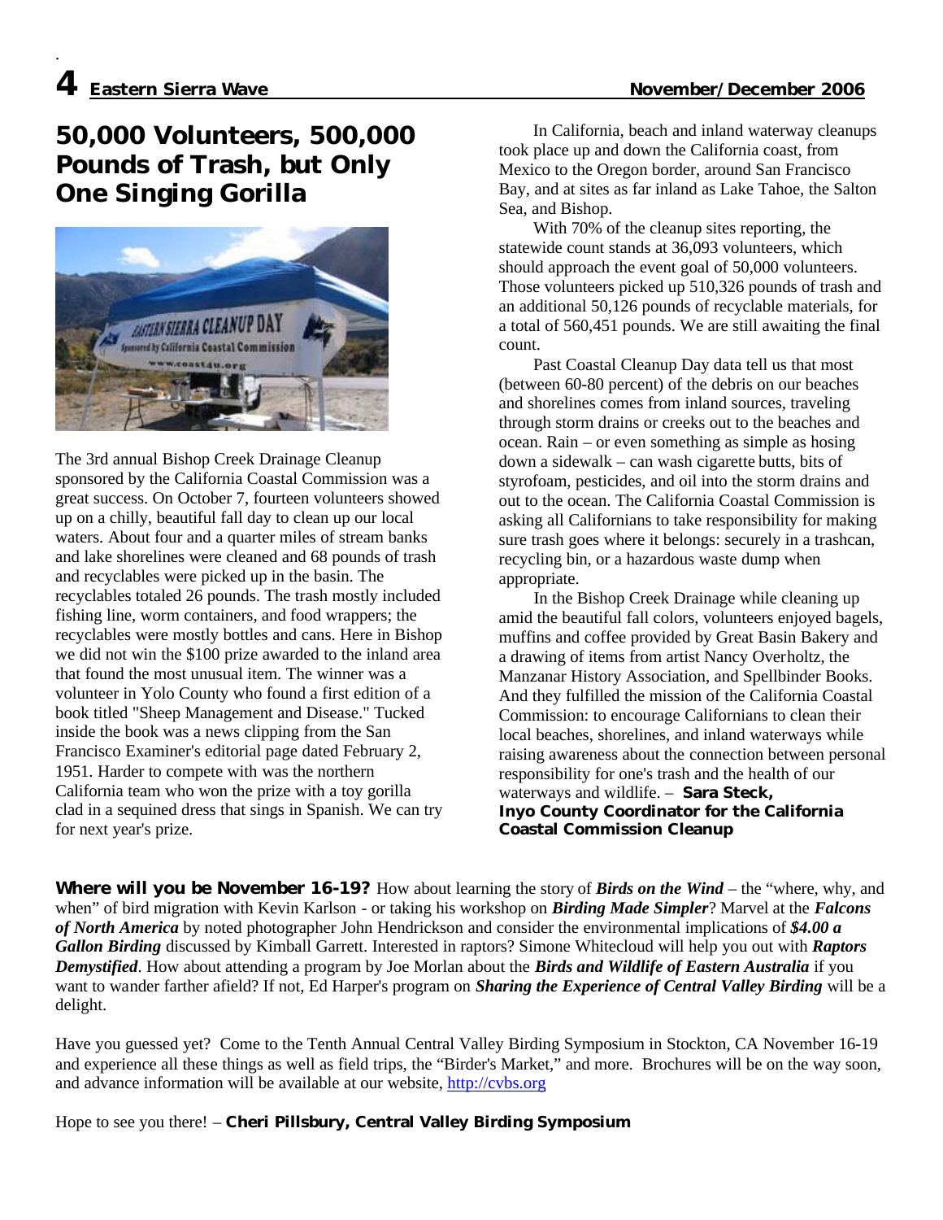# 50,000 Volunteers, 500,000 Pounds of Trash, but Only One Singing Gorilla

The 3rd annual Bishop Creek Drainage Cleanup sponsored by the California Coastal Commission was a great success. On October 7, fourteen volunteers showed up on a chilly, beautiful fall day to clean up our local waters. About four and a quarter miles of stream banks and lake shorelines were cleaned and 68 pounds of trash and recyclables were picked up in the basin. The recyclables totaled 26 pounds. The trash mostly included fishing line, worm containers, and food wrappers; the recyclables were mostly bottles and cans. Here in Bishop we did not win the $100 prize awarded to the inland area that found the most unusual item. The winner was a volunteer in Yolo County who found a first edition of a book titled "Sheep Management and Disease." Tucked inside the book was a news clipping from the San Francisco Examiner's editorial page dated February 2, 1951. Harder to compete with was the northern California team who won the prize with a toy gorilla clad in a sequined dress that sings in Spanish. We can try for next year's prize.

In California, beach and inland waterway cleanups took place up and down the California coast, from Mexico to the Oregon border, around San Francisco Bay, and at sites as far inland as Lake Tahoe, the Salton Sea, and Bishop.

With 70% of the cleanup sites reporting, the statewide count stands at 36,093 volunteers, which should approach the event goal of 50,000 volunteers. Those volunteers picked up 510,326 pounds of trash and an additional 50,126 pounds of recyclable materials, for a total of 560,451 pounds. We are still awaiting the final count.

Past Coastal Cleanup Day data tell us that most (between 60-80 percent) of the debris on our beaches and shorelines comes from inland sources, traveling through storm drains or creeks out to the beaches and ocean. Rain – or even something as simple as hosing down a sidewalk – can wash cigarette butts, bits of styrofoam, pesticides, and oil into the storm drains and out to the ocean. The California Coastal Commission is asking all Californians to take responsibility for making sure trash goes where it belongs: securely in a trashcan, recycling bin, or a hazardous waste dump when appropriate.

In the Bishop Creek Drainage while cleaning up amid the beautiful fall colors, volunteers enjoyed bagels, muffins and coffee provided by Great Basin Bakery and a drawing of items from artist Nancy Overholtz, the Manzanar History Association, and Spellbinder Books. And they fulfilled the mission of the California Coastal Commission: to encourage Californians to clean their local beaches, shorelines, and inland waterways while raising awareness about the connection between personal responsibility for one's trash and the health of our waterways and wildlife. – **Sara Steck, Inyo County Coordinator for the California Coastal Commission Cleanup**

**Where will you be November 16-19?** How about learning the story of ***Birds on the Wind*** – the "where, why, and when" of bird migration with Kevin Karlson - or taking his workshop on ***Birding Made Simpler***? Marvel at the ***Falcons of North America*** by noted photographer John Hendrickson and consider the environmental implications of ***$4.00 a Gallon Birding*** discussed by Kimball Garrett. Interested in raptors? Simone Whitecloud will help you out with ***Raptors Demystified***. How about attending a program by Joe Morlan about the ***Birds and Wildlife of Eastern Australia*** if you want to wander farther afield? If not, Ed Harper's program on ***Sharing the Experience of Central Valley Birding*** will be a delight.

Have you guessed yet? Come to the Tenth Annual Central Valley Birding Symposium in Stockton, CA November 16-19 and experience all these things as well as field trips, the "Birder's Market," and more. Brochures will be on the way soon, and advance information will be available at our website, http://cvbs.org

Hope to see you there! – **Cheri Pillsbury, Central Valley Birding Symposium**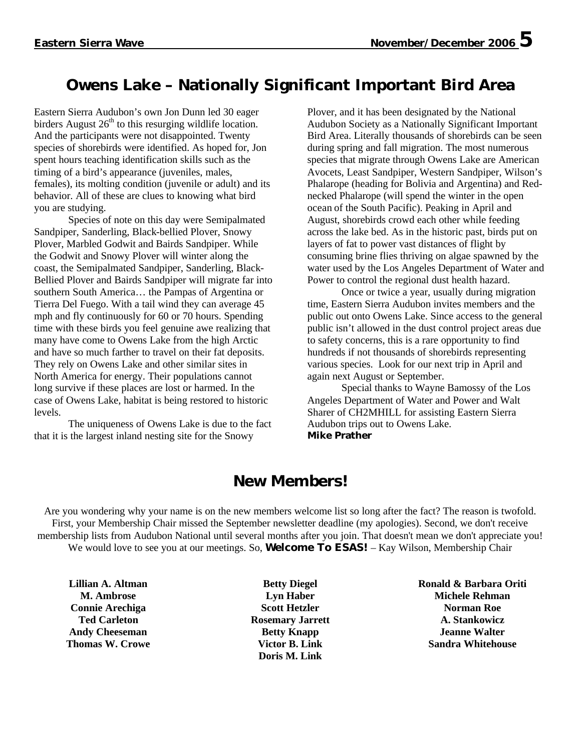## Owens Lake – Nationally Significant Important Bird Area

Eastern Sierra Audubon's own Jon Dunn led 30 eager birders August 26th to this resurging wildlife location. And the participants were not disappointed. Twenty species of shorebirds were identified. As hoped for, Jon spent hours teaching identification skills such as the timing of a bird's appearance (juveniles, males, females), its molting condition (juvenile or adult) and its behavior. All of these are clues to knowing what bird you are studying.

Species of note on this day were Semipalmated Sandpiper, Sanderling, Black-bellied Plover, Snowy Plover, Marbled Godwit and Bairds Sandpiper. While the Godwit and Snowy Plover will winter along the coast, the Semipalmated Sandpiper, Sanderling, Black-Bellied Plover and Bairds Sandpiper will migrate far into southern South America… the Pampas of Argentina or Tierra Del Fuego. With a tail wind they can average 45 mph and fly continuously for 60 or 70 hours. Spending time with these birds you feel genuine awe realizing that many have come to Owens Lake from the high Arctic and have so much farther to travel on their fat deposits. They rely on Owens Lake and other similar sites in North America for energy. Their populations cannot long survive if these places are lost or harmed. In the case of Owens Lake, habitat is being restored to historic levels.

The uniqueness of Owens Lake is due to the fact that it is the largest inland nesting site for the Snowy Plover, and it has been designated by the National Audubon Society as a Nationally Significant Important Bird Area. Literally thousands of shorebirds can be seen during spring and fall migration. The most numerous species that migrate through Owens Lake are American Avocets, Least Sandpiper, Western Sandpiper, Wilson's Phalarope (heading for Bolivia and Argentina) and Red-necked Phalarope (will spend the winter in the open ocean of the South Pacific). Peaking in April and August, shorebirds crowd each other while feeding across the lake bed. As in the historic past, birds put on layers of fat to power vast distances of flight by consuming brine flies thriving on algae spawned by the water used by the Los Angeles Department of Water and Power to control the regional dust health hazard.

Once or twice a year, usually during migration time, Eastern Sierra Audubon invites members and the public out onto Owens Lake. Since access to the general public isn't allowed in the dust control project areas due to safety concerns, this is a rare opportunity to find hundreds if not thousands of shorebirds representing various species. Look for our next trip in April and again next August or September.

Special thanks to Wayne Bamossy of the Los Angeles Department of Water and Power and Walt Sharer of CH2MHILL for assisting Eastern Sierra Audubon trips out to Owens Lake.

**Mike Prather**

## New Members!

Are you wondering why your name is on the new members welcome list so long after the fact? The reason is twofold. First, your Membership Chair missed the September newsletter deadline (my apologies). Second, we don't receive membership lists from Audubon National until several months after you join. That doesn't mean we don't appreciate you! We would love to see you at our meetings. So, **Welcome To ESAS!** – Kay Wilson, Membership Chair

**Lillian A. Altman**
**M. Ambrose**
**Connie Arechiga**
**Ted Carleton**
**Andy Cheeseman**
**Thomas W. Crowe**
**Betty Diegel**
**Lyn Haber**
**Scott Hetzler**
**Rosemary Jarrett**
**Betty Knapp**
**Victor B. Link**
**Doris M. Link**
**Ronald & Barbara Oriti**
**Michele Rehman**
**Norman Roe**
**A. Stankowicz**
**Jeanne Walter**
**Sandra Whitehouse**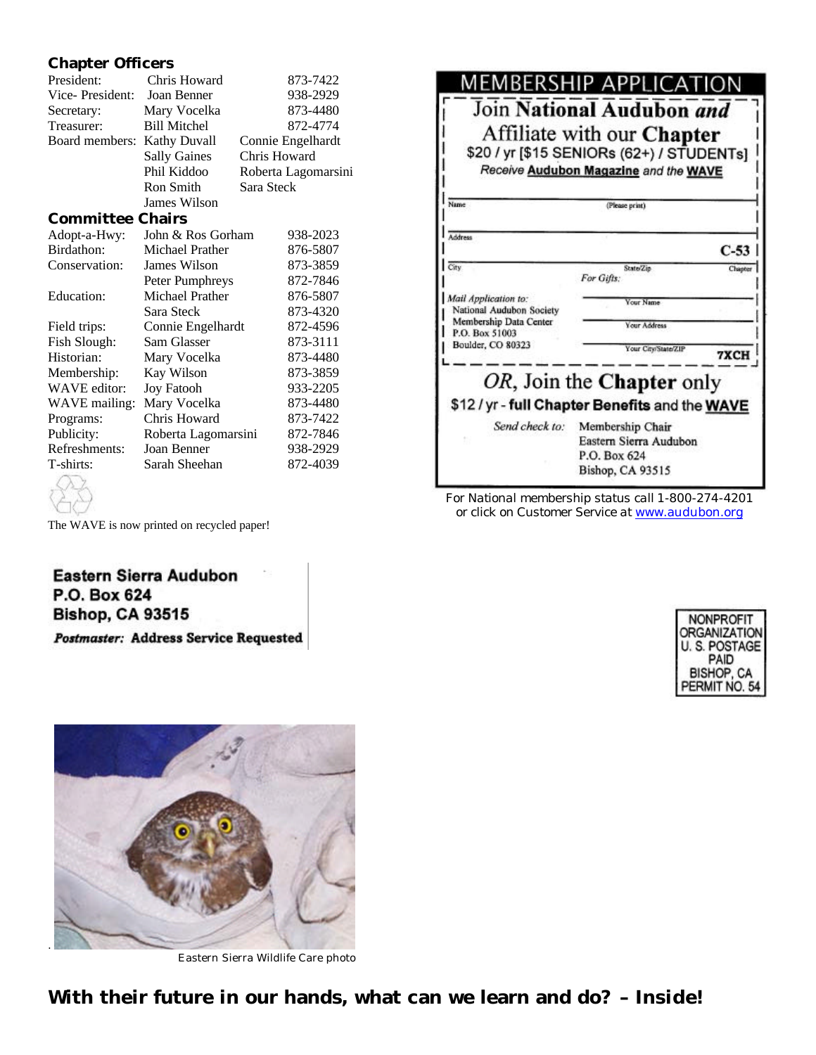## Chapter Officers

| | | |
|---|---|---|
| President: | Chris Howard | 873-7422 |
| Vice- President: | Joan Benner | 938-2929 |
| Secretary: | Mary Vocelka | 873-4480 |
| Treasurer: | Bill Mitchel | 872-4774 |
| Board members: | Kathy Duvall | Connie Engelhardt |
| | Sally Gaines | Chris Howard |
| | Phil Kiddoo | Roberta Lagomarsini |
| | Ron Smith | Sara Steck |
| | James Wilson | |

## Committee Chairs

| | | |
|---|---|---|
| Adopt-a-Hwy: | John & Ros Gorham | 938-2023 |
| Birdathon: | Michael Prather | 876-5807 |
| Conservation: | James Wilson | 873-3859 |
| | Peter Pumphreys | 872-7846 |
| Education: | Michael Prather | 876-5807 |
| | Sara Steck | 873-4320 |
| Field trips: | Connie Engelhardt | 872-4596 |
| Fish Slough: | Sam Glasser | 873-3111 |
| Historian: | Mary Vocelka | 873-4480 |
| Membership: | Kay Wilson | 873-3859 |
| WAVE editor: | Joy Fatooh | 933-2205 |
| WAVE mailing: | Mary Vocelka | 873-4480 |
| Programs: | Chris Howard | 873-7422 |
| Publicity: | Roberta Lagomarsini | 872-7846 |
| Refreshments: | Joan Benner | 938-2929 |
| T-shirts: | Sarah Sheehan | 872-4039 |

The WAVE is now printed on recycled paper!

# MEMBERSHIP APPLICATION

## Join National Audubon *and* Affiliate with our Chapter

$20 / yr [$15 SENIORs (62+) / STUDENTs]

*Receive* **Audubon Magazine** *and the* **WAVE**

Name (Please print)

Address

C-53

City State/Zip Chapter

*For Gifts:*

*Mail Application to:*
National Audubon Society
Membership Data Center
P.O. Box 51003
Boulder, CO 80323

Your Name

Your Address

Your City/State/ZIP

7XCH

## *OR*, Join the Chapter only

$12 / yr - **full Chapter Benefits** and the **WAVE**

*Send check to:* Membership Chair
Eastern Sierra Audubon
P.O. Box 624
Bishop, CA 93515

For National membership status call 1-800-274-4201 or click on Customer Service at www.audubon.org

**Eastern Sierra Audubon**
**P.O. Box 624**
**Bishop, CA 93515**

***Postmaster:*** **Address Service Requested**

NONPROFIT ORGANIZATION
U. S. POSTAGE
PAID
BISHOP, CA
PERMIT NO. 54

Eastern Sierra Wildlife Care photo

**With their future in our hands, what can we learn and do? – Inside!**